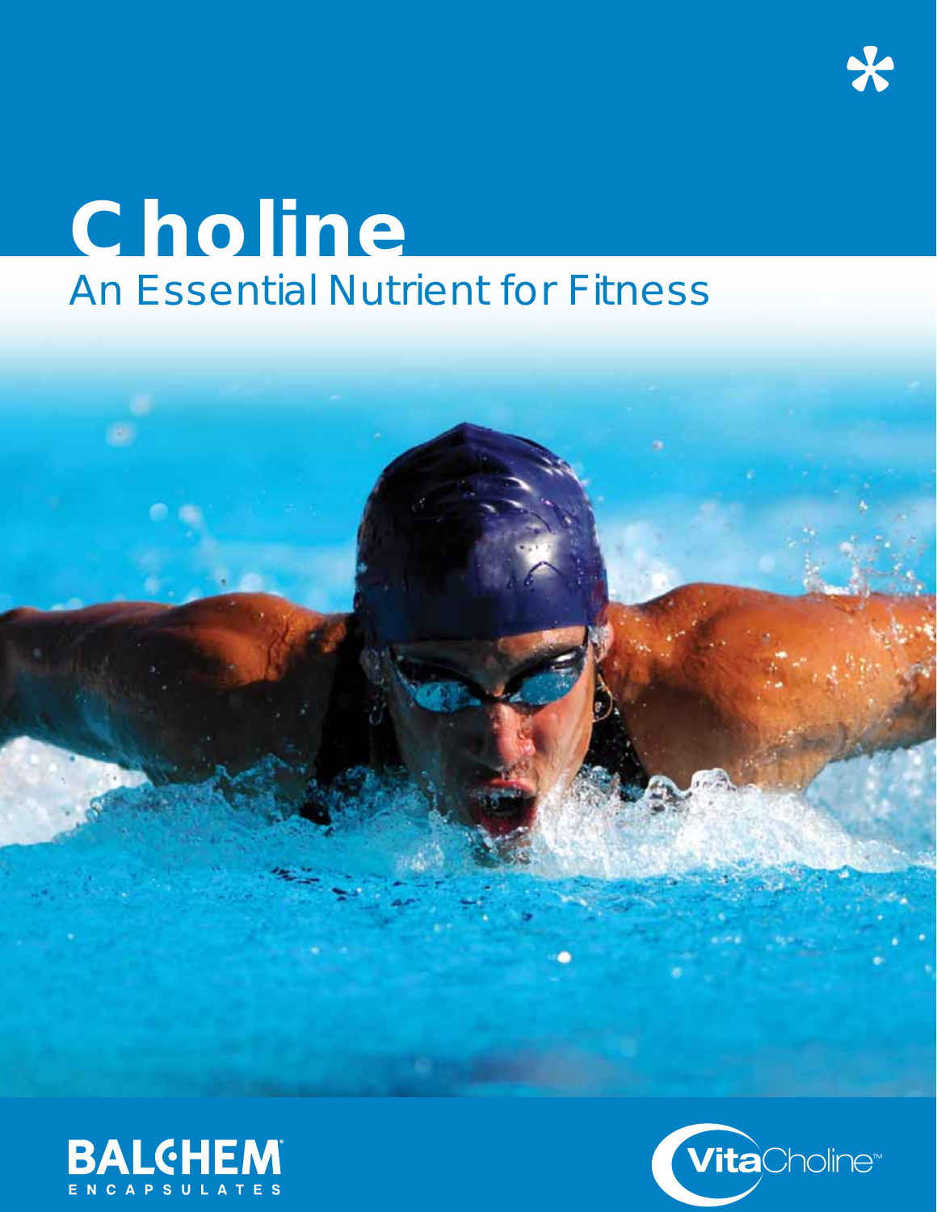# Choline

## An Essential Nutrient for Fitness

BALCHEM® ENCAPSULATES

VitaCholine™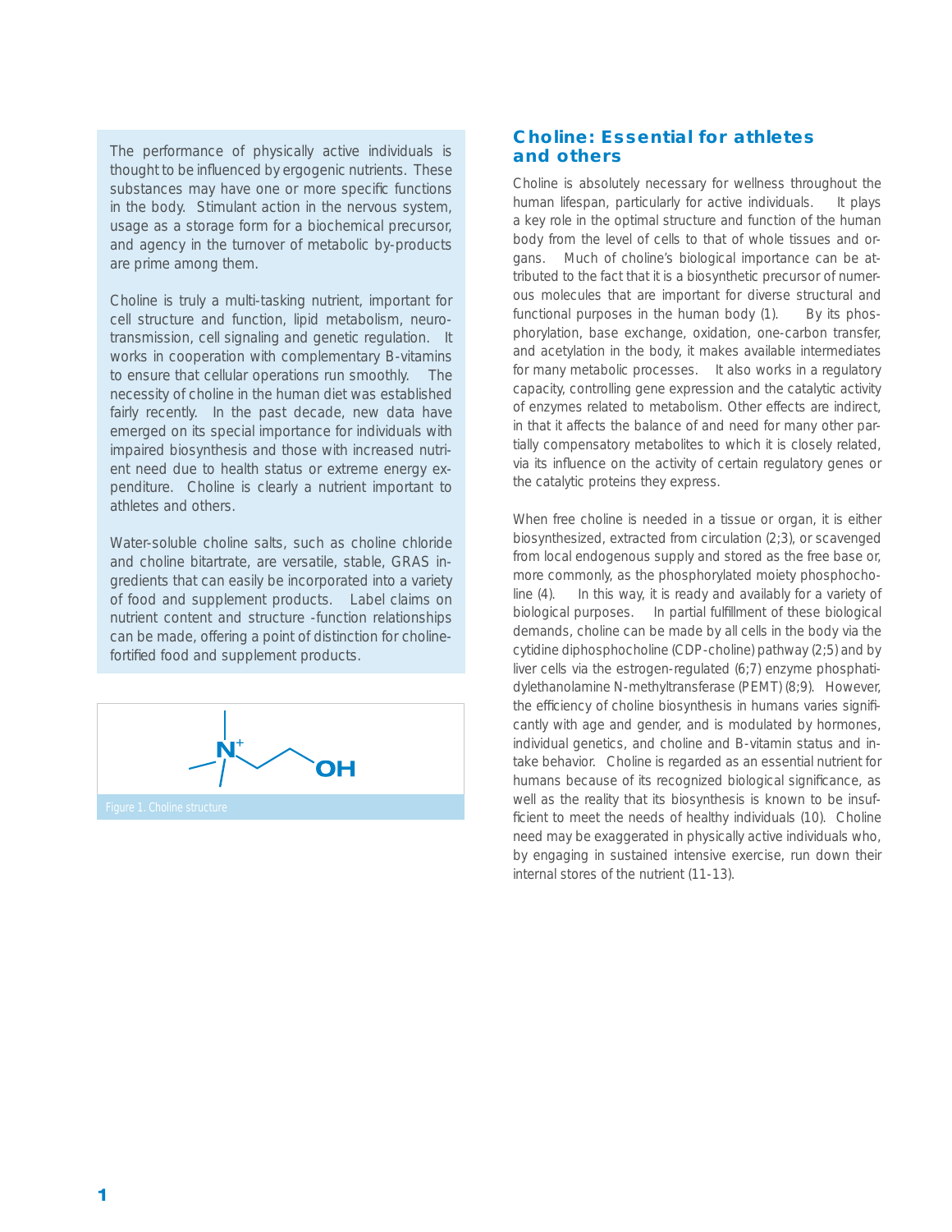The performance of physically active individuals is thought to be influenced by ergogenic nutrients. These substances may have one or more specific functions in the body. Stimulant action in the nervous system, usage as a storage form for a biochemical precursor, and agency in the turnover of metabolic by-products are prime among them.

Choline is truly a multi-tasking nutrient, important for cell structure and function, lipid metabolism, neurotransmission, cell signaling and genetic regulation. It works in cooperation with complementary B-vitamins to ensure that cellular operations run smoothly. The necessity of choline in the human diet was established fairly recently. In the past decade, new data have emerged on its special importance for individuals with impaired biosynthesis and those with increased nutrient need due to health status or extreme energy expenditure. Choline is clearly a nutrient important to athletes and others.

Water-soluble choline salts, such as choline chloride and choline bitartrate, are versatile, stable, GRAS ingredients that can easily be incorporated into a variety of food and supplement products. Label claims on nutrient content and structure -function relationships can be made, offering a point of distinction for choline-fortified food and supplement products.

Figure 1. Choline structure

## Choline: Essential for athletes and others

Choline is absolutely necessary for wellness throughout the human lifespan, particularly for active individuals. It plays a key role in the optimal structure and function of the human body from the level of cells to that of whole tissues and organs. Much of choline's biological importance can be attributed to the fact that it is a biosynthetic precursor of numerous molecules that are important for diverse structural and functional purposes in the human body (1). By its phosphorylation, base exchange, oxidation, one-carbon transfer, and acetylation in the body, it makes available intermediates for many metabolic processes. It also works in a regulatory capacity, controlling gene expression and the catalytic activity of enzymes related to metabolism. Other effects are indirect, in that it affects the balance of and need for many other partially compensatory metabolites to which it is closely related, via its influence on the activity of certain regulatory genes or the catalytic proteins they express.

When free choline is needed in a tissue or organ, it is either biosynthesized, extracted from circulation (2;3), or scavenged from local endogenous supply and stored as the free base or, more commonly, as the phosphorylated moiety phosphocholine (4). In this way, it is ready and availably for a variety of biological purposes. In partial fulfillment of these biological demands, choline can be made by all cells in the body via the cytidine diphosphocholine (CDP-choline) pathway (2;5) and by liver cells via the estrogen-regulated (6;7) enzyme phosphatidylethanolamine N-methyltransferase (PEMT) (8;9). However, the efficiency of choline biosynthesis in humans varies significantly with age and gender, and is modulated by hormones, individual genetics, and choline and B-vitamin status and intake behavior. Choline is regarded as an essential nutrient for humans because of its recognized biological significance, as well as the reality that its biosynthesis is known to be insufficient to meet the needs of healthy individuals (10). Choline need may be exaggerated in physically active individuals who, by engaging in sustained intensive exercise, run down their internal stores of the nutrient (11-13).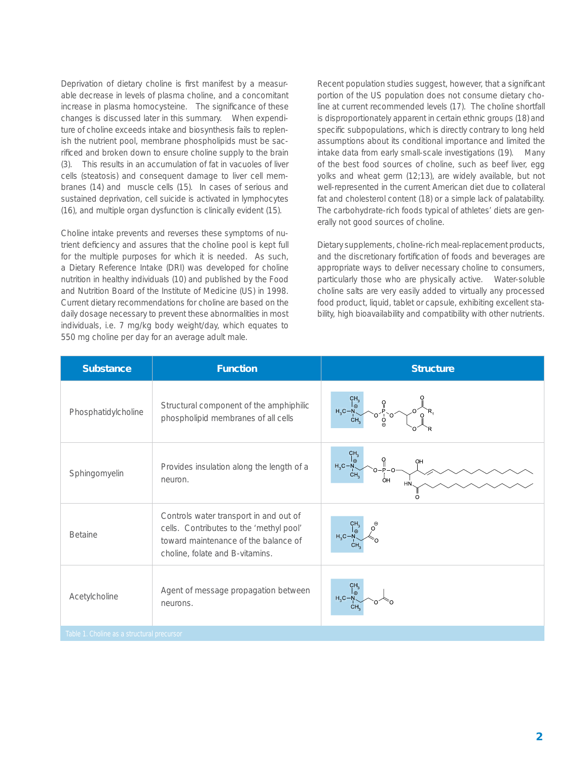Deprivation of dietary choline is first manifest by a measurable decrease in levels of plasma choline, and a concomitant increase in plasma homocysteine. The significance of these changes is discussed later in this summary. When expenditure of choline exceeds intake and biosynthesis fails to replenish the nutrient pool, membrane phospholipids must be sacrificed and broken down to ensure choline supply to the brain (3). This results in an accumulation of fat in vacuoles of liver cells (steatosis) and consequent damage to liver cell membranes (14) and muscle cells (15). In cases of serious and sustained deprivation, cell suicide is activated in lymphocytes (16), and multiple organ dysfunction is clinically evident (15).

Choline intake prevents and reverses these symptoms of nutrient deficiency and assures that the choline pool is kept full for the multiple purposes for which it is needed. As such, a Dietary Reference Intake (DRI) was developed for choline nutrition in healthy individuals (10) and published by the Food and Nutrition Board of the Institute of Medicine (US) in 1998. Current dietary recommendations for choline are based on the daily dosage necessary to prevent these abnormalities in most individuals, i.e. 7 mg/kg body weight/day, which equates to 550 mg choline per day for an average adult male.

Recent population studies suggest, however, that a significant portion of the US population does not consume dietary choline at current recommended levels (17). The choline shortfall is disproportionately apparent in certain ethnic groups (18) and specific subpopulations, which is directly contrary to long held assumptions about its conditional importance and limited the intake data from early small-scale investigations (19). Many of the best food sources of choline, such as beef liver, egg yolks and wheat germ (12;13), are widely available, but not well-represented in the current American diet due to collateral fat and cholesterol content (18) or a simple lack of palatability. The carbohydrate-rich foods typical of athletes' diets are generally not good sources of choline.

Dietary supplements, choline-rich meal-replacement products, and the discretionary fortification of foods and beverages are appropriate ways to deliver necessary choline to consumers, particularly those who are physically active. Water-soluble choline salts are very easily added to virtually any processed food product, liquid, tablet or capsule, exhibiting excellent stability, high bioavailability and compatibility with other nutrients.

| Substance | Function | Structure |
|---|---|---|
| Phosphatidylcholine | Structural component of the amphiphilic phospholipid membranes of all cells | |
| Sphingomyelin | Provides insulation along the length of a neuron. | |
| Betaine | Controls water transport in and out of cells. Contributes to the 'methyl pool' toward maintenance of the balance of choline, folate and B-vitamins. | |
| Acetylcholine | Agent of message propagation between neurons. | |

Table 1. Choline as a structural precursor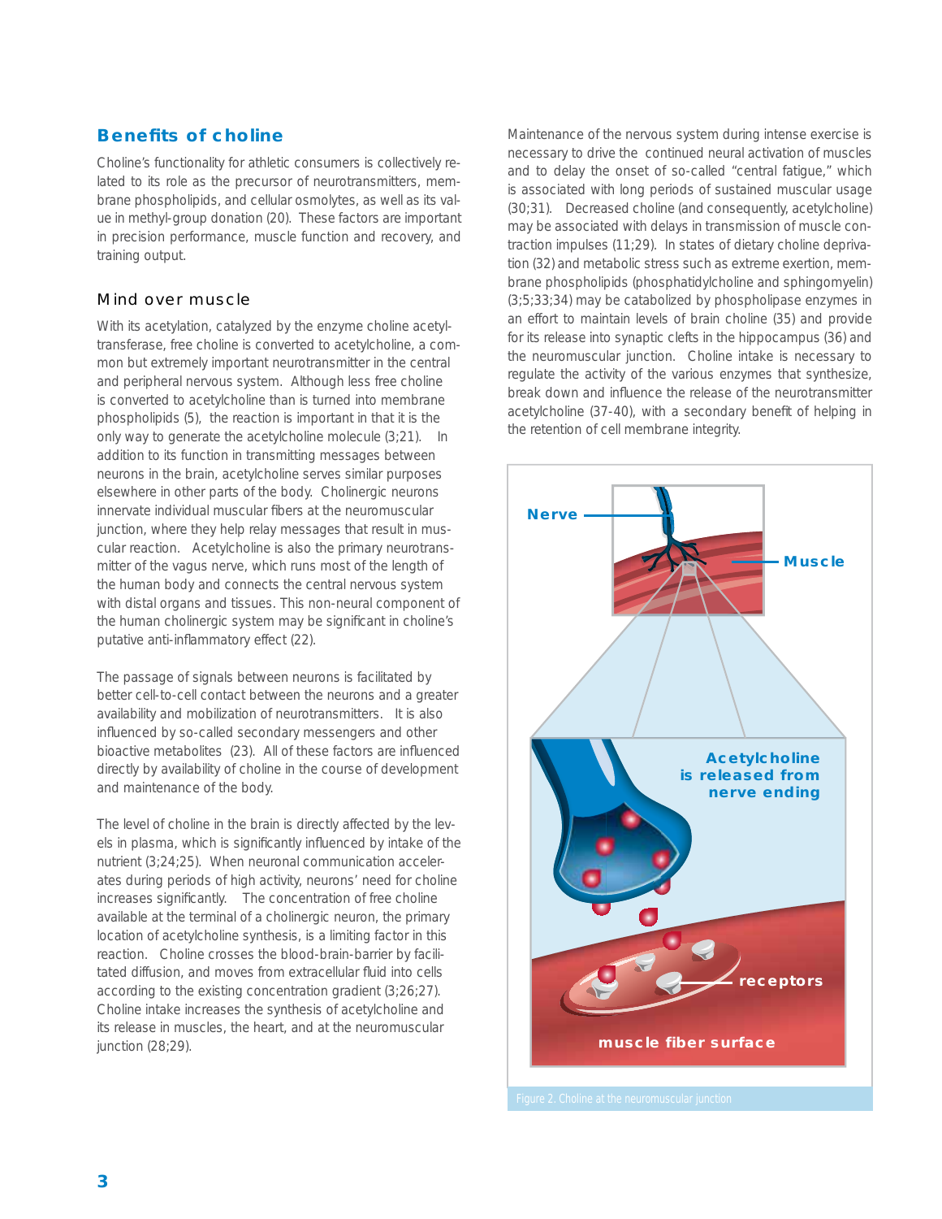## Benefits of choline

Choline's functionality for athletic consumers is collectively related to its role as the precursor of neurotransmitters, membrane phospholipids, and cellular osmolytes, as well as its value in methyl-group donation (20). These factors are important in precision performance, muscle function and recovery, and training output.

### Mind over muscle

With its acetylation, catalyzed by the enzyme choline acetyltransferase, free choline is converted to acetylcholine, a common but extremely important neurotransmitter in the central and peripheral nervous system. Although less free choline is converted to acetylcholine than is turned into membrane phospholipids (5), the reaction is important in that it is the only way to generate the acetylcholine molecule (3;21). In addition to its function in transmitting messages between neurons in the brain, acetylcholine serves similar purposes elsewhere in other parts of the body. Cholinergic neurons innervate individual muscular fibers at the neuromuscular junction, where they help relay messages that result in muscular reaction. Acetylcholine is also the primary neurotransmitter of the vagus nerve, which runs most of the length of the human body and connects the central nervous system with distal organs and tissues. This non-neural component of the human cholinergic system may be significant in choline's putative anti-inflammatory effect (22).

The passage of signals between neurons is facilitated by better cell-to-cell contact between the neurons and a greater availability and mobilization of neurotransmitters. It is also influenced by so-called secondary messengers and other bioactive metabolites (23). All of these factors are influenced directly by availability of choline in the course of development and maintenance of the body.

The level of choline in the brain is directly affected by the levels in plasma, which is significantly influenced by intake of the nutrient (3;24;25). When neuronal communication accelerates during periods of high activity, neurons' need for choline increases significantly. The concentration of free choline available at the terminal of a cholinergic neuron, the primary location of acetylcholine synthesis, is a limiting factor in this reaction. Choline crosses the blood-brain-barrier by facilitated diffusion, and moves from extracellular fluid into cells according to the existing concentration gradient (3;26;27). Choline intake increases the synthesis of acetylcholine and its release in muscles, the heart, and at the neuromuscular junction (28;29).

Maintenance of the nervous system during intense exercise is necessary to drive the continued neural activation of muscles and to delay the onset of so-called "central fatigue," which is associated with long periods of sustained muscular usage (30;31). Decreased choline (and consequently, acetylcholine) may be associated with delays in transmission of muscle contraction impulses (11;29). In states of dietary choline deprivation (32) and metabolic stress such as extreme exertion, membrane phospholipids (phosphatidylcholine and sphingomyelin) (3;5;33;34) may be catabolized by phospholipase enzymes in an effort to maintain levels of brain choline (35) and provide for its release into synaptic clefts in the hippocampus (36) and the neuromuscular junction. Choline intake is necessary to regulate the activity of the various enzymes that synthesize, break down and influence the release of the neurotransmitter acetylcholine (37-40), with a secondary benefit of helping in the retention of cell membrane integrity.

Figure 2. Choline at the neuromuscular junction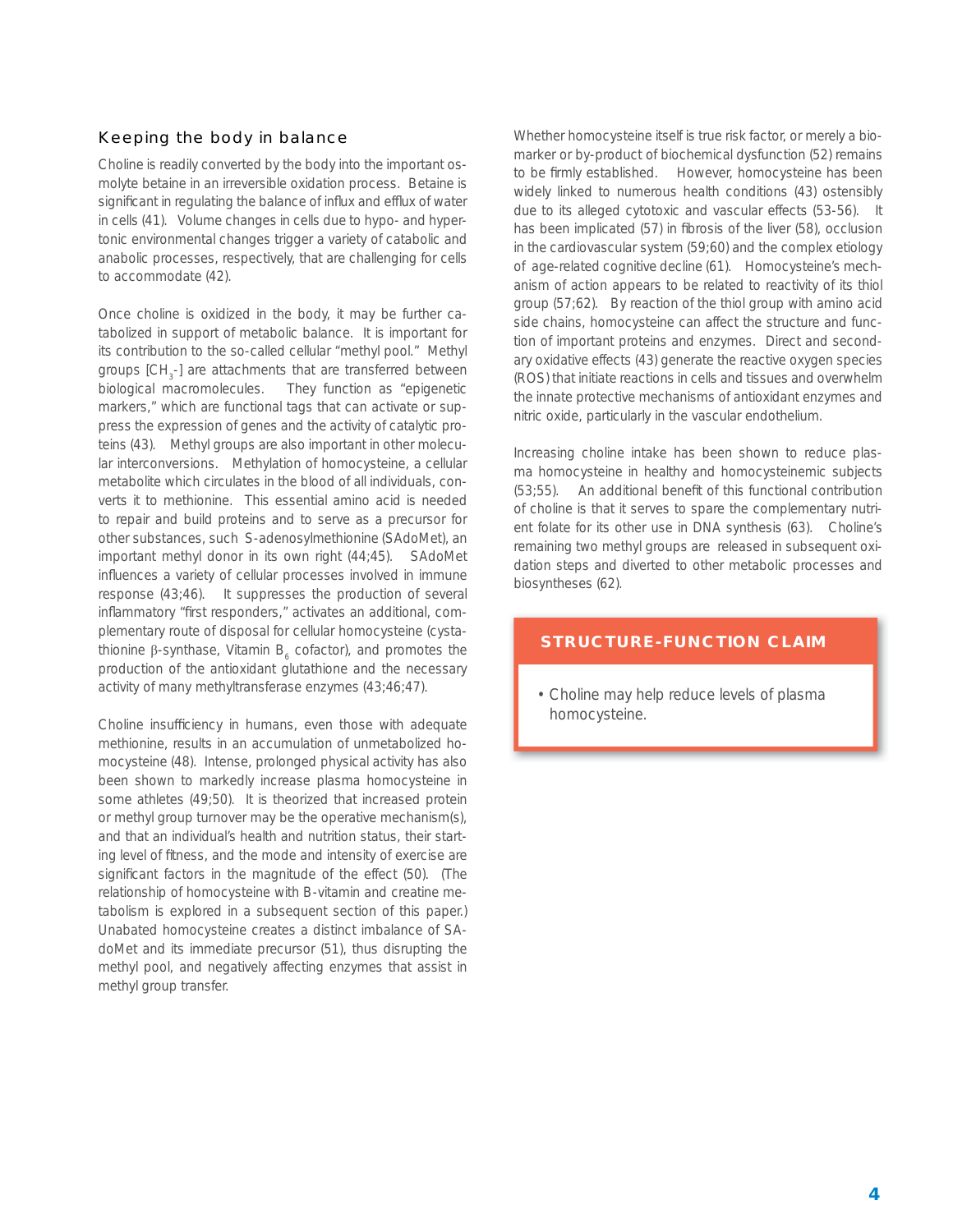## Keeping the body in balance

Choline is readily converted by the body into the important osmolyte betaine in an irreversible oxidation process. Betaine is significant in regulating the balance of influx and efflux of water in cells (41). Volume changes in cells due to hypo- and hypertonic environmental changes trigger a variety of catabolic and anabolic processes, respectively, that are challenging for cells to accommodate (42).

Once choline is oxidized in the body, it may be further catabolized in support of metabolic balance. It is important for its contribution to the so-called cellular "methyl pool." Methyl groups [$CH_3$-] are attachments that are transferred between biological macromolecules. They function as "epigenetic markers," which are functional tags that can activate or suppress the expression of genes and the activity of catalytic proteins (43). Methyl groups are also important in other molecular interconversions. Methylation of homocysteine, a cellular metabolite which circulates in the blood of all individuals, converts it to methionine. This essential amino acid is needed to repair and build proteins and to serve as a precursor for other substances, such S-adenosylmethionine (SAdoMet), an important methyl donor in its own right (44;45). SAdoMet influences a variety of cellular processes involved in immune response (43;46). It suppresses the production of several inflammatory "first responders," activates an additional, complementary route of disposal for cellular homocysteine (cystathionine β-synthase, Vitamin $B_6$ cofactor), and promotes the production of the antioxidant glutathione and the necessary activity of many methyltransferase enzymes (43;46;47).

Choline insufficiency in humans, even those with adequate methionine, results in an accumulation of unmetabolized homocysteine (48). Intense, prolonged physical activity has also been shown to markedly increase plasma homocysteine in some athletes (49;50). It is theorized that increased protein or methyl group turnover may be the operative mechanism(s), and that an individual's health and nutrition status, their starting level of fitness, and the mode and intensity of exercise are significant factors in the magnitude of the effect (50). (The relationship of homocysteine with B-vitamin and creatine metabolism is explored in a subsequent section of this paper.) Unabated homocysteine creates a distinct imbalance of SAdoMet and its immediate precursor (51), thus disrupting the methyl pool, and negatively affecting enzymes that assist in methyl group transfer.

Whether homocysteine itself is true risk factor, or merely a biomarker or by-product of biochemical dysfunction (52) remains to be firmly established. However, homocysteine has been widely linked to numerous health conditions (43) ostensibly due to its alleged cytotoxic and vascular effects (53-56). It has been implicated (57) in fibrosis of the liver (58), occlusion in the cardiovascular system (59;60) and the complex etiology of age-related cognitive decline (61). Homocysteine's mechanism of action appears to be related to reactivity of its thiol group (57;62). By reaction of the thiol group with amino acid side chains, homocysteine can affect the structure and function of important proteins and enzymes. Direct and secondary oxidative effects (43) generate the reactive oxygen species (ROS) that initiate reactions in cells and tissues and overwhelm the innate protective mechanisms of antioxidant enzymes and nitric oxide, particularly in the vascular endothelium.

Increasing choline intake has been shown to reduce plasma homocysteine in healthy and homocysteinemic subjects (53;55). An additional benefit of this functional contribution of choline is that it serves to spare the complementary nutrient folate for its other use in DNA synthesis (63). Choline's remaining two methyl groups are released in subsequent oxidation steps and diverted to other metabolic processes and biosyntheses (62).

**STRUCTURE-FUNCTION CLAIM**

- Choline may help reduce levels of plasma homocysteine.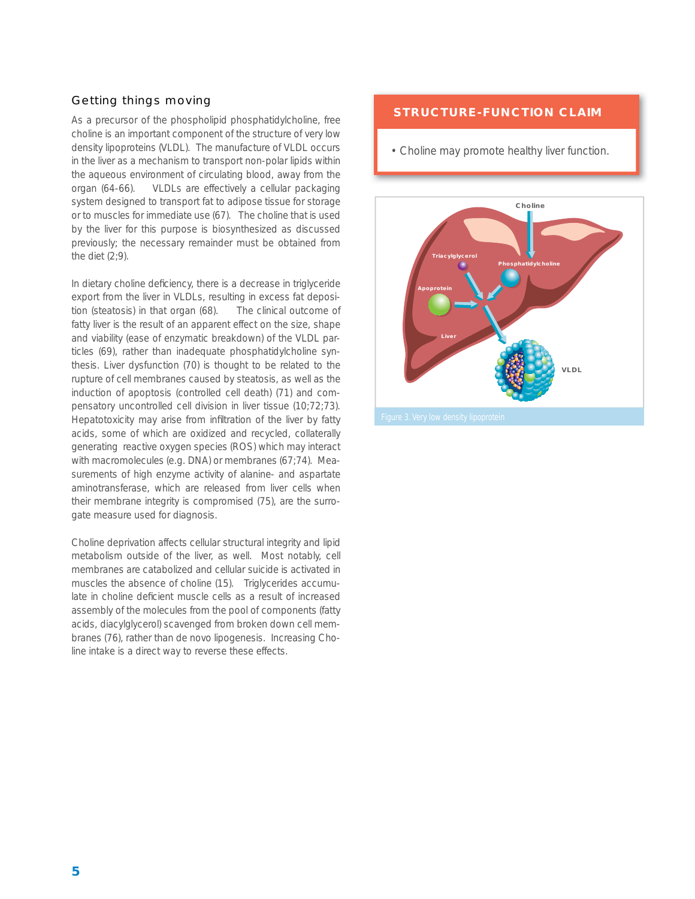## Getting things moving

As a precursor of the phospholipid phosphatidylcholine, free choline is an important component of the structure of very low density lipoproteins (VLDL). The manufacture of VLDL occurs in the liver as a mechanism to transport non-polar lipids within the aqueous environment of circulating blood, away from the organ (64-66). VLDLs are effectively a cellular packaging system designed to transport fat to adipose tissue for storage or to muscles for immediate use (67). The choline that is used by the liver for this purpose is biosynthesized as discussed previously; the necessary remainder must be obtained from the diet (2;9).

In dietary choline deficiency, there is a decrease in triglyceride export from the liver in VLDLs, resulting in excess fat deposition (steatosis) in that organ (68). The clinical outcome of fatty liver is the result of an apparent effect on the size, shape and viability (ease of enzymatic breakdown) of the VLDL particles (69), rather than inadequate phosphatidylcholine synthesis. Liver dysfunction (70) is thought to be related to the rupture of cell membranes caused by steatosis, as well as the induction of apoptosis (controlled cell death) (71) and compensatory uncontrolled cell division in liver tissue (10;72;73). Hepatotoxicity may arise from infiltration of the liver by fatty acids, some of which are oxidized and recycled, collaterally generating reactive oxygen species (ROS) which may interact with macromolecules (e.g. DNA) or membranes (67;74). Measurements of high enzyme activity of alanine- and aspartate aminotransferase, which are released from liver cells when their membrane integrity is compromised (75), are the surrogate measure used for diagnosis.

Choline deprivation affects cellular structural integrity and lipid metabolism outside of the liver, as well. Most notably, cell membranes are catabolized and cellular suicide is activated in muscles the absence of choline (15). Triglycerides accumulate in choline deficient muscle cells as a result of increased assembly of the molecules from the pool of components (fatty acids, diacylglycerol) scavenged from broken down cell membranes (76), rather than de novo lipogenesis. Increasing Choline intake is a direct way to reverse these effects.

**STRUCTURE-FUNCTION CLAIM**

- Choline may promote healthy liver function.

Figure 3. Very low density lipoprotein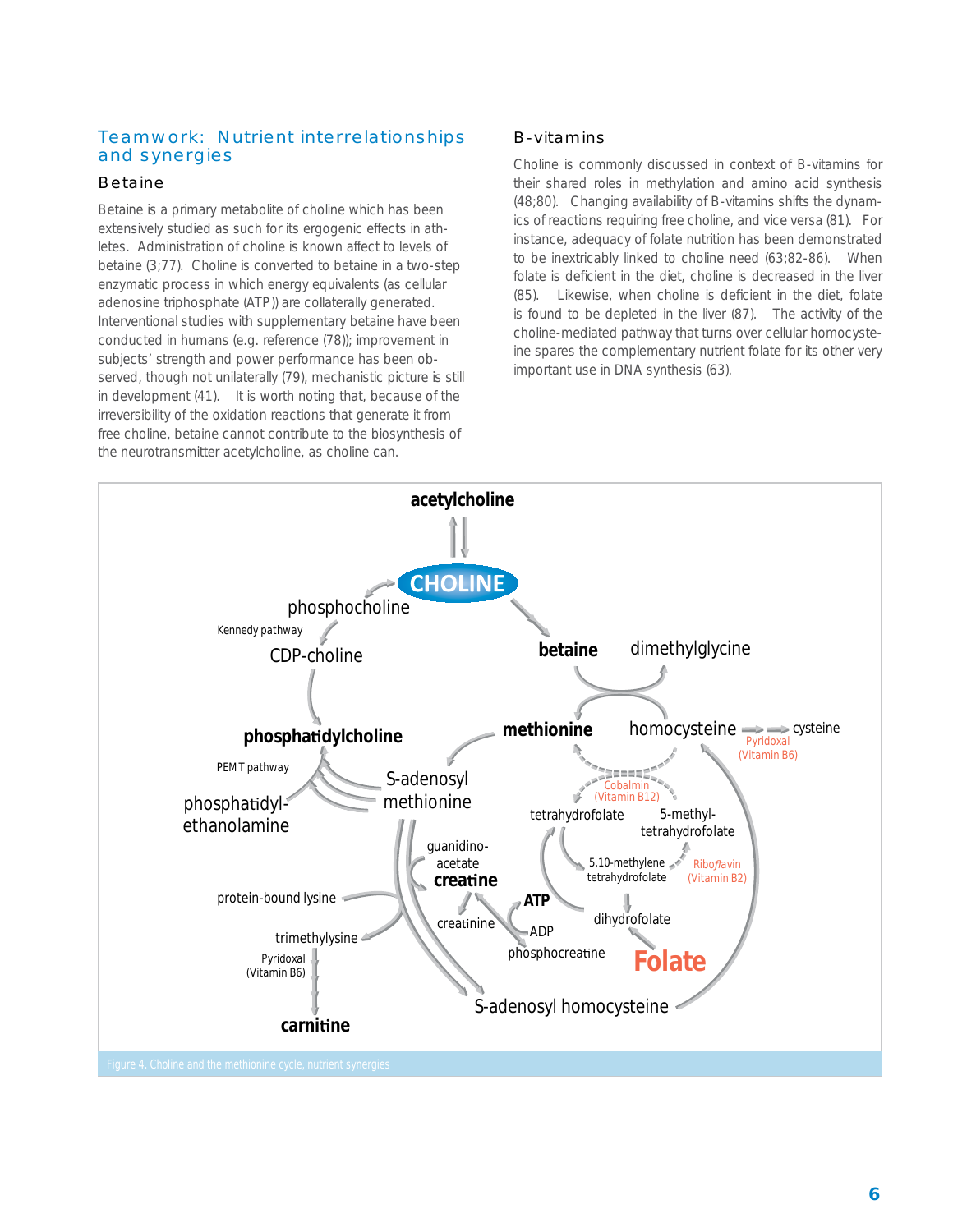## Teamwork: Nutrient interrelationships and synergies

### Betaine

Betaine is a primary metabolite of choline which has been extensively studied as such for its ergogenic effects in athletes. Administration of choline is known affect to levels of betaine (3;77). Choline is converted to betaine in a two-step enzymatic process in which energy equivalents (as cellular adenosine triphosphate (ATP)) are collaterally generated. Interventional studies with supplementary betaine have been conducted in humans (e.g. reference (78)); improvement in subjects' strength and power performance has been observed, though not unilaterally (79), mechanistic picture is still in development (41). It is worth noting that, because of the irreversibility of the oxidation reactions that generate it from free choline, betaine cannot contribute to the biosynthesis of the neurotransmitter acetylcholine, as choline can.

### B-vitamins

Choline is commonly discussed in context of B-vitamins for their shared roles in methylation and amino acid synthesis (48;80). Changing availability of B-vitamins shifts the dynamics of reactions requiring free choline, and vice versa (81). For instance, adequacy of folate nutrition has been demonstrated to be inextricably linked to choline need (63;82-86). When folate is deficient in the diet, choline is decreased in the liver (85). Likewise, when choline is deficient in the diet, folate is found to be depleted in the liver (87). The activity of the choline-mediated pathway that turns over cellular homocysteine spares the complementary nutrient folate for its other very important use in DNA synthesis (63).

Figure 4. Choline and the methionine cycle, nutrient synergies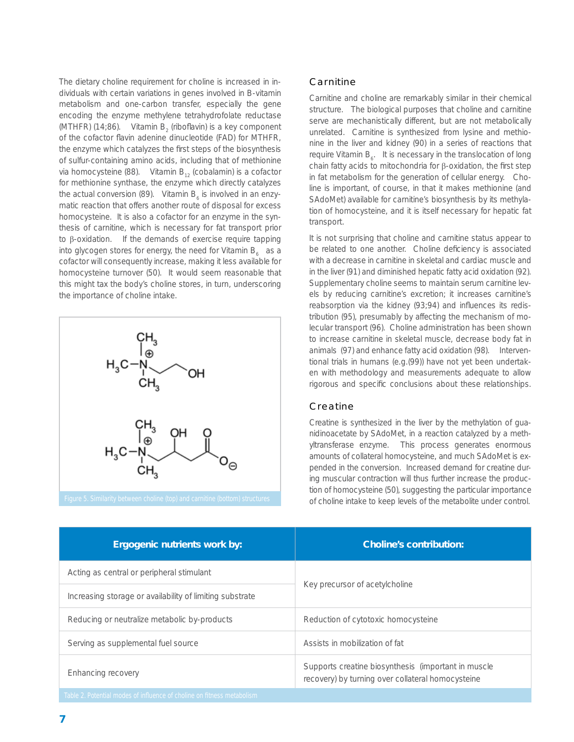The dietary choline requirement for choline is increased in individuals with certain variations in genes involved in B-vitamin metabolism and one-carbon transfer, especially the gene encoding the enzyme methylene tetrahydrofolate reductase (MTHFR) (14;86). Vitamin $B_2$ (riboflavin) is a key component of the cofactor flavin adenine dinucleotide (FAD) for MTHFR, the enzyme which catalyzes the first steps of the biosynthesis of sulfur-containing amino acids, including that of methionine via homocysteine (88). Vitamin $B_{12}$ (cobalamin) is a cofactor for methionine synthase, the enzyme which directly catalyzes the actual conversion (89). Vitamin $B_6$ is involved in an enzymatic reaction that offers another route of disposal for excess homocysteine. It is also a cofactor for an enzyme in the synthesis of carnitine, which is necessary for fat transport prior to β-oxidation. If the demands of exercise require tapping into glycogen stores for energy, the need for Vitamin $B_6$ as a cofactor will consequently increase, making it less available for homocysteine turnover (50). It would seem reasonable that this might tax the body's choline stores, in turn, underscoring the importance of choline intake.

Figure 5. Similarity between choline (top) and carnitine (bottom) structures

## Carnitine

Carnitine and choline are remarkably similar in their chemical structure. The biological purposes that choline and carnitine serve are mechanistically different, but are not metabolically unrelated. Carnitine is synthesized from lysine and methionine in the liver and kidney (90) in a series of reactions that require Vitamin $B_6$. It is necessary in the translocation of long chain fatty acids to mitochondria for β-oxidation, the first step in fat metabolism for the generation of cellular energy. Choline is important, of course, in that it makes methionine (and SAdoMet) available for carnitine's biosynthesis by its methylation of homocysteine, and it is itself necessary for hepatic fat transport.

It is not surprising that choline and carnitine status appear to be related to one another. Choline deficiency is associated with a decrease in carnitine in skeletal and cardiac muscle and in the liver (91) and diminished hepatic fatty acid oxidation (92). Supplementary choline seems to maintain serum carnitine levels by reducing carnitine's excretion; it increases carnitine's reabsorption via the kidney (93;94) and influences its redistribution (95), presumably by affecting the mechanism of molecular transport (96). Choline administration has been shown to increase carnitine in skeletal muscle, decrease body fat in animals (97) and enhance fatty acid oxidation (98). Interventional trials in humans (e.g.(99)) have not yet been undertaken with methodology and measurements adequate to allow rigorous and specific conclusions about these relationships.

## Creatine

Creatine is synthesized in the liver by the methylation of guanidinoacetate by SAdoMet, in a reaction catalyzed by a methyltransferase enzyme. This process generates enormous amounts of collateral homocysteine, and much SAdoMet is expended in the conversion. Increased demand for creatine during muscular contraction will thus further increase the production of homocysteine (50), suggesting the particular importance of choline intake to keep levels of the metabolite under control.

| Ergogenic nutrients work by: | Choline's contribution: |
|---|---|
| Acting as central or peripheral stimulant | Key precursor of acetylcholine |
| Increasing storage or availability of limiting substrate | |
| Reducing or neutralize metabolic by-products | Reduction of cytotoxic homocysteine |
| Serving as supplemental fuel source | Assists in mobilization of fat |
| Enhancing recovery | Supports creatine biosynthesis (important in muscle recovery) by turning over collateral homocysteine |

Table 2. Potential modes of influence of choline on fitness metabolism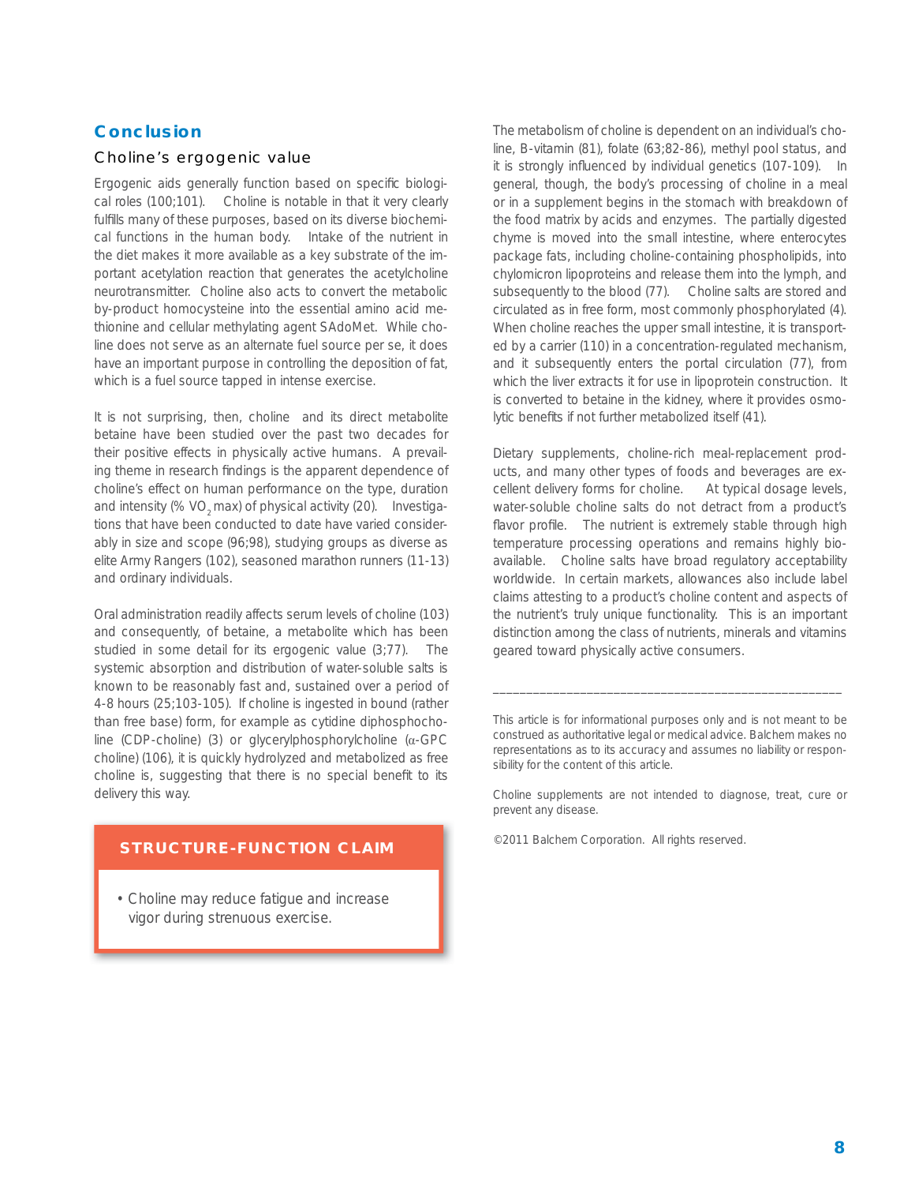## Conclusion

### Choline's ergogenic value

Ergogenic aids generally function based on specific biological roles (100;101). Choline is notable in that it very clearly fulfills many of these purposes, based on its diverse biochemical functions in the human body. Intake of the nutrient in the diet makes it more available as a key substrate of the important acetylation reaction that generates the acetylcholine neurotransmitter. Choline also acts to convert the metabolic by-product homocysteine into the essential amino acid methionine and cellular methylating agent SAdoMet. While choline does not serve as an alternate fuel source per se, it does have an important purpose in controlling the deposition of fat, which is a fuel source tapped in intense exercise.

It is not surprising, then, choline and its direct metabolite betaine have been studied over the past two decades for their positive effects in physically active humans. A prevailing theme in research findings is the apparent dependence of choline's effect on human performance on the type, duration and intensity (% $VO_2$ max) of physical activity (20). Investigations that have been conducted to date have varied considerably in size and scope (96;98), studying groups as diverse as elite Army Rangers (102), seasoned marathon runners (11-13) and ordinary individuals.

Oral administration readily affects serum levels of choline (103) and consequently, of betaine, a metabolite which has been studied in some detail for its ergogenic value (3;77). The systemic absorption and distribution of water-soluble salts is known to be reasonably fast and, sustained over a period of 4-8 hours (25;103-105). If choline is ingested in bound (rather than free base) form, for example as cytidine diphosphocholine (CDP-choline) (3) or glycerylphosphorylcholine (α-GPC choline) (106), it is quickly hydrolyzed and metabolized as free choline is, suggesting that there is no special benefit to its delivery this way.

**STRUCTURE-FUNCTION CLAIM**

- Choline may reduce fatigue and increase vigor during strenuous exercise.

The metabolism of choline is dependent on an individual's choline, B-vitamin (81), folate (63;82-86), methyl pool status, and it is strongly influenced by individual genetics (107-109). In general, though, the body's processing of choline in a meal or in a supplement begins in the stomach with breakdown of the food matrix by acids and enzymes. The partially digested chyme is moved into the small intestine, where enterocytes package fats, including choline-containing phospholipids, into chylomicron lipoproteins and release them into the lymph, and subsequently to the blood (77). Choline salts are stored and circulated as in free form, most commonly phosphorylated (4). When choline reaches the upper small intestine, it is transported by a carrier (110) in a concentration-regulated mechanism, and it subsequently enters the portal circulation (77), from which the liver extracts it for use in lipoprotein construction. It is converted to betaine in the kidney, where it provides osmolytic benefits if not further metabolized itself (41).

Dietary supplements, choline-rich meal-replacement products, and many other types of foods and beverages are excellent delivery forms for choline. At typical dosage levels, water-soluble choline salts do not detract from a product's flavor profile. The nutrient is extremely stable through high temperature processing operations and remains highly bioavailable. Choline salts have broad regulatory acceptability worldwide. In certain markets, allowances also include label claims attesting to a product's choline content and aspects of the nutrient's truly unique functionality. This is an important distinction among the class of nutrients, minerals and vitamins geared toward physically active consumers.

---

This article is for informational purposes only and is not meant to be construed as authoritative legal or medical advice. Balchem makes no representations as to its accuracy and assumes no liability or responsibility for the content of this article.

Choline supplements are not intended to diagnose, treat, cure or prevent any disease.

©2011 Balchem Corporation. All rights reserved.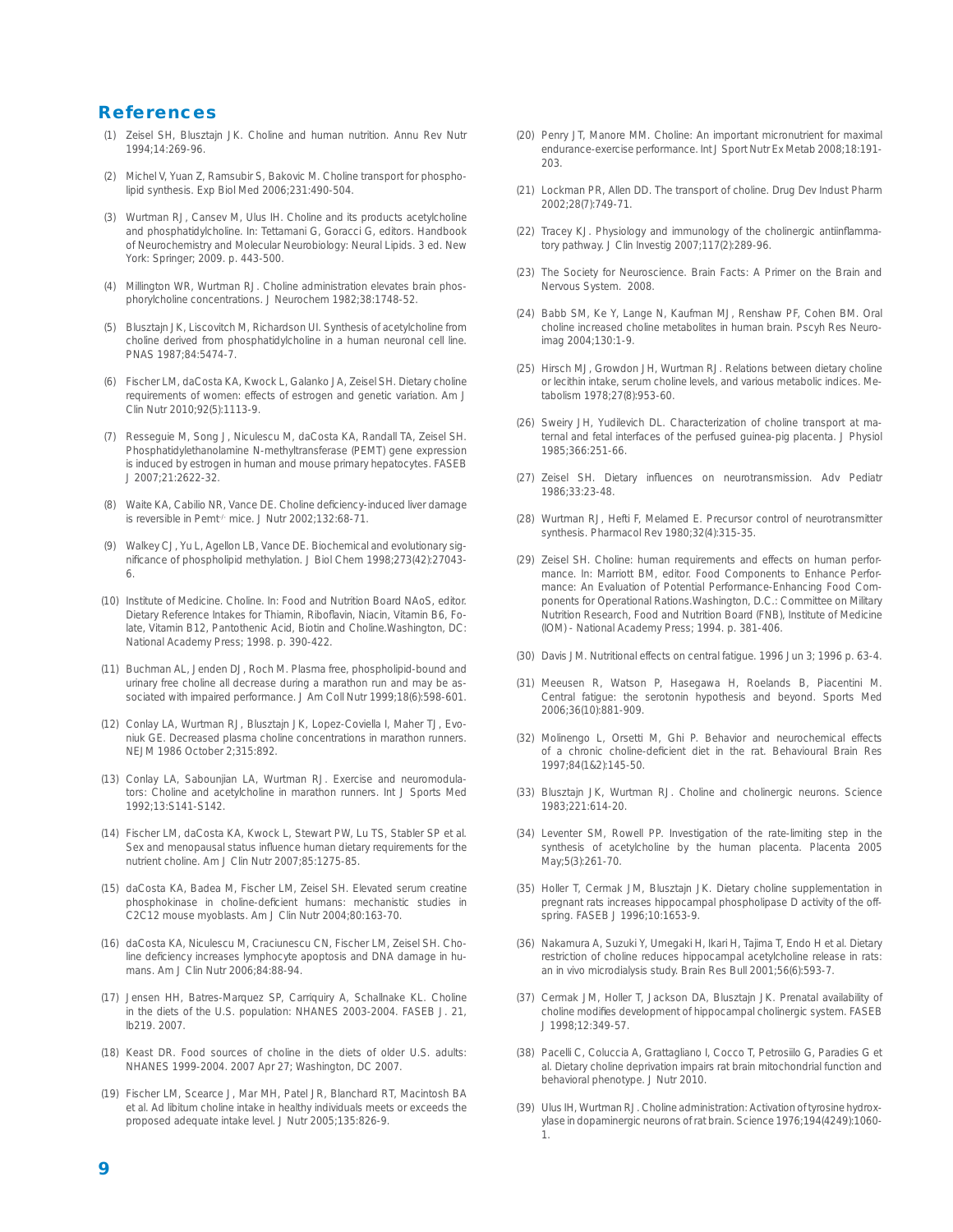## References

(1) Zeisel SH, Blusztajn JK. Choline and human nutrition. Annu Rev Nutr 1994;14:269-96.

(2) Michel V, Yuan Z, Ramsubir S, Bakovic M. Choline transport for phospholipid synthesis. Exp Biol Med 2006;231:490-504.

(3) Wurtman RJ, Cansev M, Ulus IH. Choline and its products acetylcholine and phosphatidylcholine. In: Tettamani G, Goracci G, editors. Handbook of Neurochemistry and Molecular Neurobiology: Neural Lipids. 3 ed. New York: Springer; 2009. p. 443-500.

(4) Millington WR, Wurtman RJ. Choline administration elevates brain phosphorylcholine concentrations. J Neurochem 1982;38:1748-52.

(5) Blusztajn JK, Liscovitch M, Richardson UI. Synthesis of acetylcholine from choline derived from phosphatidylcholine in a human neuronal cell line. PNAS 1987;84:5474-7.

(6) Fischer LM, daCosta KA, Kwock L, Galanko JA, Zeisel SH. Dietary choline requirements of women: effects of estrogen and genetic variation. Am J Clin Nutr 2010;92(5):1113-9.

(7) Resseguie M, Song J, Niculescu M, daCosta KA, Randall TA, Zeisel SH. Phosphatidylethanolamine N-methyltransferase (PEMT) gene expression is induced by estrogen in human and mouse primary hepatocytes. FASEB J 2007;21:2622-32.

(8) Waite KA, Cabilio NR, Vance DE. Choline deficiency-induced liver damage is reversible in Pemt$^{-/-}$ mice. J Nutr 2002;132:68-71.

(9) Walkey CJ, Yu L, Agellon LB, Vance DE. Biochemical and evolutionary significance of phospholipid methylation. J Biol Chem 1998;273(42):27043-6.

(10) Institute of Medicine. Choline. In: Food and Nutrition Board NAoS, editor. Dietary Reference Intakes for Thiamin, Riboflavin, Niacin, Vitamin B6, Folate, Vitamin B12, Pantothenic Acid, Biotin and Choline.Washington, DC: National Academy Press; 1998. p. 390-422.

(11) Buchman AL, Jenden DJ, Roch M. Plasma free, phospholipid-bound and urinary free choline all decrease during a marathon run and may be associated with impaired performance. J Am Coll Nutr 1999;18(6):598-601.

(12) Conlay LA, Wurtman RJ, Blusztajn JK, Lopez-Coviella I, Maher TJ, Evoniuk GE. Decreased plasma choline concentrations in marathon runners. NEJM 1986 October 2;315:892.

(13) Conlay LA, Sabounjian LA, Wurtman RJ. Exercise and neuromodulators: Choline and acetylcholine in marathon runners. Int J Sports Med 1992;13:S141-S142.

(14) Fischer LM, daCosta KA, Kwock L, Stewart PW, Lu TS, Stabler SP et al. Sex and menopausal status influence human dietary requirements for the nutrient choline. Am J Clin Nutr 2007;85:1275-85.

(15) daCosta KA, Badea M, Fischer LM, Zeisel SH. Elevated serum creatine phosphokinase in choline-deficient humans: mechanistic studies in C2C12 mouse myoblasts. Am J Clin Nutr 2004;80:163-70.

(16) daCosta KA, Niculescu M, Craciunescu CN, Fischer LM, Zeisel SH. Choline deficiency increases lymphocyte apoptosis and DNA damage in humans. Am J Clin Nutr 2006;84:88-94.

(17) Jensen HH, Batres-Marquez SP, Carriquiry A, Schallnake KL. Choline in the diets of the U.S. population: NHANES 2003-2004. FASEB J. 21, lb219. 2007.

(18) Keast DR. Food sources of choline in the diets of older U.S. adults: NHANES 1999-2004. 2007 Apr 27; Washington, DC 2007.

(19) Fischer LM, Scearce J, Mar MH, Patel JR, Blanchard RT, Macintosh BA et al. Ad libitum choline intake in healthy individuals meets or exceeds the proposed adequate intake level. J Nutr 2005;135:826-9.

(20) Penry JT, Manore MM. Choline: An important micronutrient for maximal endurance-exercise performance. Int J Sport Nutr Ex Metab 2008;18:191-203.

(21) Lockman PR, Allen DD. The transport of choline. Drug Dev Indust Pharm 2002;28(7):749-71.

(22) Tracey KJ. Physiology and immunology of the cholinergic antiinflammatory pathway. J Clin Investig 2007;117(2):289-96.

(23) The Society for Neuroscience. Brain Facts: A Primer on the Brain and Nervous System. 2008.

(24) Babb SM, Ke Y, Lange N, Kaufman MJ, Renshaw PF, Cohen BM. Oral choline increased choline metabolites in human brain. Pscyh Res Neuroimag 2004;130:1-9.

(25) Hirsch MJ, Growdon JH, Wurtman RJ. Relations between dietary choline or lecithin intake, serum choline levels, and various metabolic indices. Metabolism 1978;27(8):953-60.

(26) Sweiry JH, Yudilevich DL. Characterization of choline transport at maternal and fetal interfaces of the perfused guinea-pig placenta. J Physiol 1985;366:251-66.

(27) Zeisel SH. Dietary influences on neurotransmission. Adv Pediatr 1986;33:23-48.

(28) Wurtman RJ, Hefti F, Melamed E. Precursor control of neurotransmitter synthesis. Pharmacol Rev 1980;32(4):315-35.

(29) Zeisel SH. Choline: human requirements and effects on human performance. In: Marriott BM, editor. Food Components to Enhance Performance: An Evaluation of Potential Performance-Enhancing Food Components for Operational Rations.Washington, D.C.: Committee on Military Nutrition Research, Food and Nutrition Board (FNB), Institute of Medicine (IOM) - National Academy Press; 1994. p. 381-406.

(30) Davis JM. Nutritional effects on central fatigue. 1996 Jun 3; 1996 p. 63-4.

(31) Meeusen R, Watson P, Hasegawa H, Roelands B, Piacentini M. Central fatigue: the serotonin hypothesis and beyond. Sports Med 2006;36(10):881-909.

(32) Molinengo L, Orsetti M, Ghi P. Behavior and neurochemical effects of a chronic choline-deficient diet in the rat. Behavioural Brain Res 1997;84(1&2):145-50.

(33) Blusztajn JK, Wurtman RJ. Choline and cholinergic neurons. Science 1983;221:614-20.

(34) Leventer SM, Rowell PP. Investigation of the rate-limiting step in the synthesis of acetylcholine by the human placenta. Placenta 2005 May;5(3):261-70.

(35) Holler T, Cermak JM, Blusztajn JK. Dietary choline supplementation in pregnant rats increases hippocampal phospholipase D activity of the offspring. FASEB J 1996;10:1653-9.

(36) Nakamura A, Suzuki Y, Umegaki H, Ikari H, Tajima T, Endo H et al. Dietary restriction of choline reduces hippocampal acetylcholine release in rats: an in vivo microdialysis study. Brain Res Bull 2001;56(6):593-7.

(37) Cermak JM, Holler T, Jackson DA, Blusztajn JK. Prenatal availability of choline modifies development of hippocampal cholinergic system. FASEB J 1998;12:349-57.

(38) Pacelli C, Coluccia A, Grattagliano I, Cocco T, Petrosillo G, Paradies G et al. Dietary choline deprivation impairs rat brain mitochondrial function and behavioral phenotype. J Nutr 2010.

(39) Ulus IH, Wurtman RJ. Choline administration: Activation of tyrosine hydroxylase in dopaminergic neurons of rat brain. Science 1976;194(4249):1060-1.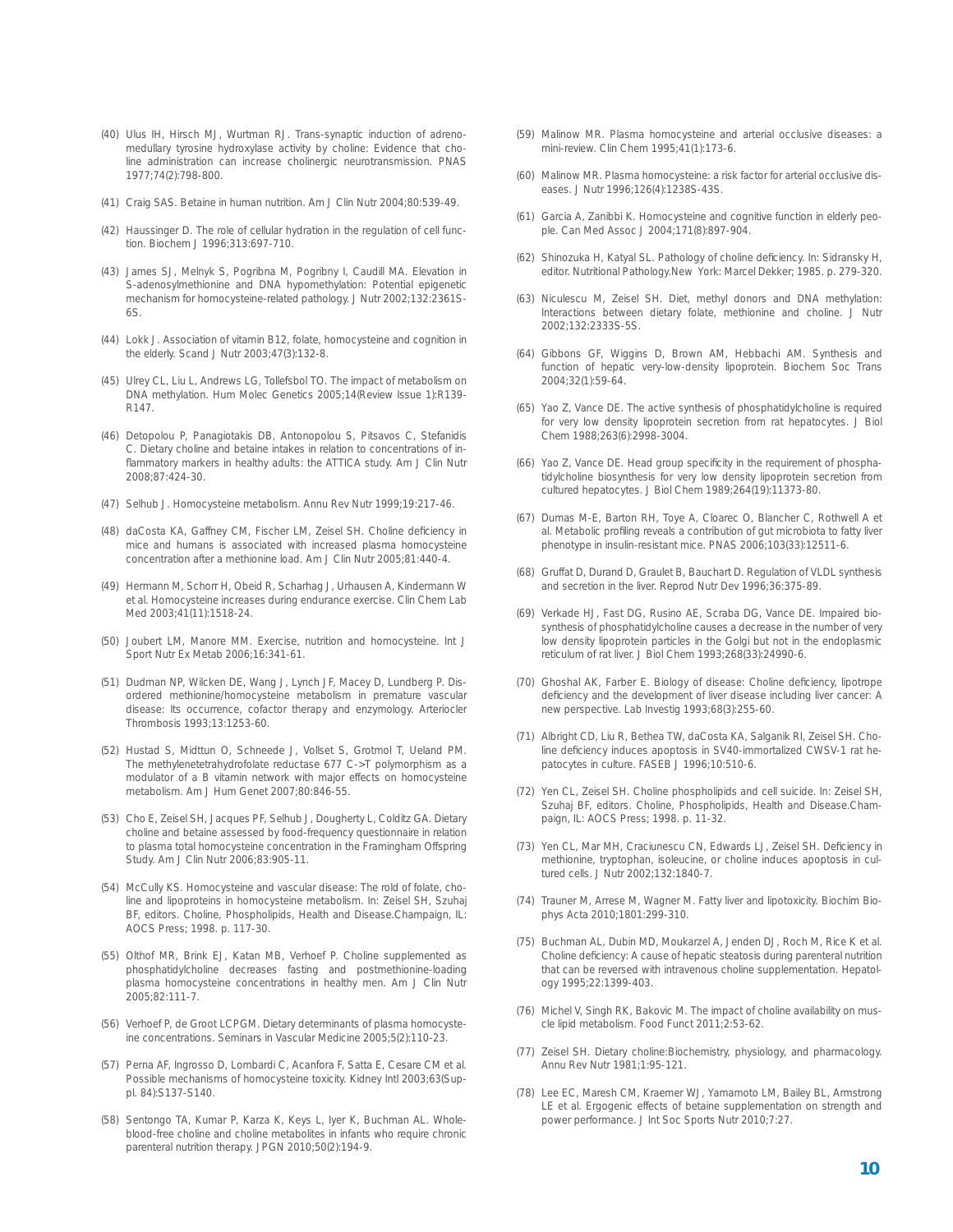(40) Ulus IH, Hirsch MJ, Wurtman RJ. Trans-synaptic induction of adrenomedullary tyrosine hydroxylase activity by choline: Evidence that choline administration can increase cholinergic neurotransmission. PNAS 1977;74(2):798-800.

(41) Craig SAS. Betaine in human nutrition. Am J Clin Nutr 2004;80:539-49.

(42) Haussinger D. The role of cellular hydration in the regulation of cell function. Biochem J 1996;313:697-710.

(43) James SJ, Melnyk S, Pogribna M, Pogribny I, Caudill MA. Elevation in S-adenosylmethionine and DNA hypomethylation: Potential epigenetic mechanism for homocysteine-related pathology. J Nutr 2002;132:2361S-6S.

(44) Lokk J. Association of vitamin B12, folate, homocysteine and cognition in the elderly. Scand J Nutr 2003;47(3):132-8.

(45) Ulrey CL, Liu L, Andrews LG, Tollefsbol TO. The impact of metabolism on DNA methylation. Hum Molec Genetics 2005;14(Review Issue 1):R139-R147.

(46) Detopolou P, Panagiotakis DB, Antonopolou S, Pitsavos C, Stefanidis C. Dietary choline and betaine intakes in relation to concentrations of inflammatory markers in healthy adults: the ATTICA study. Am J Clin Nutr 2008;87:424-30.

(47) Selhub J. Homocysteine metabolism. Annu Rev Nutr 1999;19:217-46.

(48) daCosta KA, Gaffney CM, Fischer LM, Zeisel SH. Choline deficiency in mice and humans is associated with increased plasma homocysteine concentration after a methionine load. Am J Clin Nutr 2005;81:440-4.

(49) Hermann M, Schorr H, Obeid R, Scharhag J, Urhausen A, Kindermann W et al. Homocysteine increases during endurance exercise. Clin Chem Lab Med 2003;41(11):1518-24.

(50) Joubert LM, Manore MM. Exercise, nutrition and homocysteine. Int J Sport Nutr Ex Metab 2006;16:341-61.

(51) Dudman NP, Wilcken DE, Wang J, Lynch JF, Macey D, Lundberg P. Disordered methionine/homocysteine metabolism in premature vascular disease: Its occurrence, cofactor therapy and enzymology. Arteriocler Thrombosis 1993;13:1253-60.

(52) Hustad S, Midttun O, Schneede J, Vollset S, Grotmol T, Ueland PM. The methylenetetrahydrofolate reductase 677 C->T polymorphism as a modulator of a B vitamin network with major effects on homocysteine metabolism. Am J Hum Genet 2007;80:846-55.

(53) Cho E, Zeisel SH, Jacques PF, Selhub J, Dougherty L, Colditz GA. Dietary choline and betaine assessed by food-frequency questionnaire in relation to plasma total homocysteine concentration in the Framingham Offspring Study. Am J Clin Nutr 2006;83:905-11.

(54) McCully KS. Homocysteine and vascular disease: The rold of folate, choline and lipoproteins in homocysteine metabolism. In: Zeisel SH, Szuhaj BF, editors. Choline, Phospholipids, Health and Disease.Champaign, IL: AOCS Press; 1998. p. 117-30.

(55) Olthof MR, Brink EJ, Katan MB, Verhoef P. Choline supplemented as phosphatidylcholine decreases fasting and postmethionine-loading plasma homocysteine concentrations in healthy men. Am J Clin Nutr 2005;82:111-7.

(56) Verhoef P, de Groot LCPGM. Dietary determinants of plasma homocysteine concentrations. Seminars in Vascular Medicine 2005;5(2):110-23.

(57) Perna AF, Ingrosso D, Lombardi C, Acanfora F, Satta E, Cesare CM et al. Possible mechanisms of homocysteine toxicity. Kidney Intl 2003;63(Suppl. 84):S137-S140.

(58) Sentongo TA, Kumar P, Karza K, Keys L, Iyer K, Buchman AL. Whole-blood-free choline and choline metabolites in infants who require chronic parenteral nutrition therapy. JPGN 2010;50(2):194-9.

(59) Malinow MR. Plasma homocysteine and arterial occlusive diseases: a mini-review. Clin Chem 1995;41(1):173-6.

(60) Malinow MR. Plasma homocysteine: a risk factor for arterial occlusive diseases. J Nutr 1996;126(4):1238S-43S.

(61) Garcia A, Zanibbi K. Homocysteine and cognitive function in elderly people. Can Med Assoc J 2004;171(8):897-904.

(62) Shinozuka H, Katyal SL. Pathology of choline deficiency. In: Sidransky H, editor. Nutritional Pathology.New York: Marcel Dekker; 1985. p. 279-320.

(63) Niculescu M, Zeisel SH. Diet, methyl donors and DNA methylation: Interactions between dietary folate, methionine and choline. J Nutr 2002;132:2333S-5S.

(64) Gibbons GF, Wiggins D, Brown AM, Hebbachi AM. Synthesis and function of hepatic very-low-density lipoprotein. Biochem Soc Trans 2004;32(1):59-64.

(65) Yao Z, Vance DE. The active synthesis of phosphatidylcholine is required for very low density lipoprotein secretion from rat hepatocytes. J Biol Chem 1988;263(6):2998-3004.

(66) Yao Z, Vance DE. Head group specificity in the requirement of phosphatidylcholine biosynthesis for very low density lipoprotein secretion from cultured hepatocytes. J Biol Chem 1989;264(19):11373-80.

(67) Dumas M-E, Barton RH, Toye A, Cloarec O, Blancher C, Rothwell A et al. Metabolic profiling reveals a contribution of gut microbiota to fatty liver phenotype in insulin-resistant mice. PNAS 2006;103(33):12511-6.

(68) Gruffat D, Durand D, Graulet B, Bauchart D. Regulation of VLDL synthesis and secretion in the liver. Reprod Nutr Dev 1996;36:375-89.

(69) Verkade HJ, Fast DG, Rusino AE, Scraba DG, Vance DE. Impaired biosynthesis of phosphatidylcholine causes a decrease in the number of very low density lipoprotein particles in the Golgi but not in the endoplasmic reticulum of rat liver. J Biol Chem 1993;268(33):24990-6.

(70) Ghoshal AK, Farber E. Biology of disease: Choline deficiency, lipotrope deficiency and the development of liver disease including liver cancer: A new perspective. Lab Investig 1993;68(3):255-60.

(71) Albright CD, Liu R, Bethea TW, daCosta KA, Salganik RI, Zeisel SH. Choline deficiency induces apoptosis in SV40-immortalized CWSV-1 rat hepatocytes in culture. FASEB J 1996;10:510-6.

(72) Yen CL, Zeisel SH. Choline phospholipids and cell suicide. In: Zeisel SH, Szuhaj BF, editors. Choline, Phospholipids, Health and Disease.Champaign, IL: AOCS Press; 1998. p. 11-32.

(73) Yen CL, Mar MH, Craciunescu CN, Edwards LJ, Zeisel SH. Deficiency in methionine, tryptophan, isoleucine, or choline induces apoptosis in cultured cells. J Nutr 2002;132:1840-7.

(74) Trauner M, Arrese M, Wagner M. Fatty liver and lipotoxicity. Biochim Biophys Acta 2010;1801:299-310.

(75) Buchman AL, Dubin MD, Moukarzel A, Jenden DJ, Roch M, Rice K et al. Choline deficiency: A cause of hepatic steatosis during parenteral nutrition that can be reversed with intravenous choline supplementation. Hepatology 1995;22:1399-403.

(76) Michel V, Singh RK, Bakovic M. The impact of choline availability on muscle lipid metabolism. Food Funct 2011;2:53-62.

(77) Zeisel SH. Dietary choline:Biochemistry, physiology, and pharmacology. Annu Rev Nutr 1981;1:95-121.

(78) Lee EC, Maresh CM, Kraemer WJ, Yamamoto LM, Bailey BL, Armstrong LE et al. Ergogenic effects of betaine supplementation on strength and power performance. J Int Soc Sports Nutr 2010;7:27.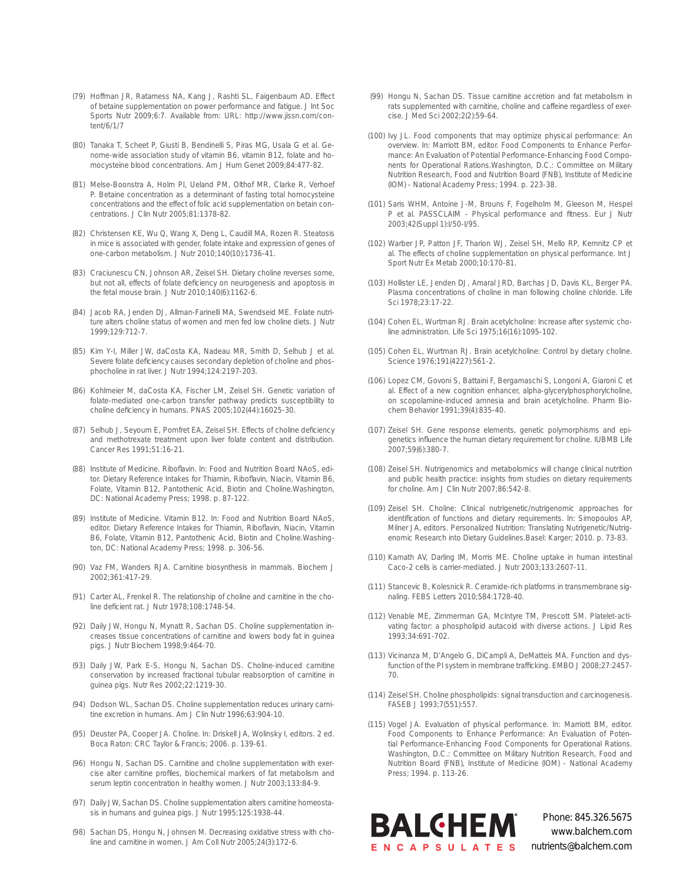(79) Hoffman JR, Ratamess NA, Kang J, Rashti SL, Faigenbaum AD. Effect of betaine supplementation on power performance and fatigue. J Int Soc Sports Nutr 2009;6:7. Available from: URL: http://www.jissn.com/content/6/1/7

(80) Tanaka T, Scheet P, Giusti B, Bendinelli S, Piras MG, Usala G et al. Genome-wide association study of vitamin B6, vitamin B12, folate and homocysteine blood concentrations. Am J Hum Genet 2009;84:477-82.

(81) Melse-Boonstra A, Holm PI, Ueland PM, Olthof MR, Clarke R, Verhoef P. Betaine concentration as a determinant of fasting total homocysteine concentrations and the effect of folic acid supplementation on betain concentrations. J Clin Nutr 2005;81:1378-82.

(82) Christensen KE, Wu Q, Wang X, Deng L, Caudill MA, Rozen R. Steatosis in mice is associated with gender, folate intake and expression of genes of one-carbon metabolism. J Nutr 2010;140(10):1736-41.

(83) Craciunescu CN, Johnson AR, Zeisel SH. Dietary choline reverses some, but not all, effects of folate deficiency on neurogenesis and apoptosis in the fetal mouse brain. J Nutr 2010;140(6):1162-6.

(84) Jacob RA, Jenden DJ, Allman-Farinelli MA, Swendseid ME. Folate nutriture alters choline status of women and men fed low choline diets. J Nutr 1999;129:712-7.

(85) Kim Y-I, Miller JW, daCosta KA, Nadeau MR, Smith D, Selhub J et al. Severe folate deficiency causes secondary depletion of choline and phosphocholine in rat liver. J Nutr 1994;124:2197-203.

(86) Kohlmeier M, daCosta KA, Fischer LM, Zeisel SH. Genetic variation of folate-mediated one-carbon transfer pathway predicts susceptibility to choline deficiency in humans. PNAS 2005;102(44):16025-30.

(87) Selhub J, Seyoum E, Pomfret EA, Zeisel SH. Effects of choline deficiency and methotrexate treatment upon liver folate content and distribution. Cancer Res 1991;51:16-21.

(88) Institute of Medicine. Riboflavin. In: Food and Nutrition Board NAoS, editor. Dietary Reference Intakes for Thiamin, Riboflavin, Niacin, Vitamin B6, Folate, Vitamin B12, Pantothenic Acid, Biotin and Choline.Washington, DC: National Academy Press; 1998. p. 87-122.

(89) Institute of Medicine. Vitamin B12. In: Food and Nutrition Board NAoS, editor. Dietary Reference Intakes for Thiamin, Riboflavin, Niacin, Vitamin B6, Folate, Vitamin B12, Pantothenic Acid, Biotin and Choline.Washington, DC: National Academy Press; 1998. p. 306-56.

(90) Vaz FM, Wanders RJA. Carnitine biosynthesis in mammals. Biochem J 2002;361:417-29.

(91) Carter AL, Frenkel R. The relationship of choline and carnitine in the choline deficient rat. J Nutr 1978;108:1748-54.

(92) Daily JW, Hongu N, Mynatt R, Sachan DS. Choline supplementation increases tissue concentrations of carnitine and lowers body fat in guinea pigs. J Nutr Biochem 1998;9:464-70.

(93) Daily JW, Park E-S, Hongu N, Sachan DS. Choline-induced carnitine conservation by increased fractional tubular reabsorption of carnitine in guinea pigs. Nutr Res 2002;22:1219-30.

(94) Dodson WL, Sachan DS. Choline supplementation reduces urinary carnitine excretion in humans. Am J Clin Nutr 1996;63:904-10.

(95) Deuster PA, Cooper JA. Choline. In: Driskell JA, Wolinsky I, editors. 2 ed. Boca Raton: CRC Taylor & Francis; 2006. p. 139-61.

(96) Hongu N, Sachan DS. Carnitine and choline supplementation with exercise alter carnitine profiles, biochemical markers of fat metabolism and serum leptin concentration in healthy women. J Nutr 2003;133:84-9.

(97) Daily JW, Sachan DS. Choline supplementation alters carnitine homeostasis in humans and guinea pigs. J Nutr 1995;125:1938-44.

(98) Sachan DS, Hongu N, Johnsen M. Decreasing oxidative stress with choline and carnitine in women. J Am Coll Nutr 2005;24(3):172-6.

(99) Hongu N, Sachan DS. Tissue carnitine accretion and fat metabolism in rats supplemented with carnitine, choline and caffeine regardless of exercise. J Med Sci 2002;2(2):59-64.

(100) Ivy JL. Food components that may optimize physical performance: An overview. In: Marriott BM, editor. Food Components to Enhance Performance: An Evaluation of Potential Performance-Enhancing Food Components for Operational Rations.Washington, D.C.: Committee on Military Nutrition Research, Food and Nutrition Board (FNB), Institute of Medicine (IOM) - National Academy Press; 1994. p. 223-38.

(101) Saris WHM, Antoine J-M, Brouns F, Fogelholm M, Gleeson M, Hespel P et al. PASSCLAIM - Physical performance and fitness. Eur J Nutr 2003;42(Suppl 1):I/50-I/95.

(102) Warber JP, Patton JF, Tharion WJ, Zeisel SH, Mello RP, Kemnitz CP et al. The effects of choline supplementation on physical performance. Int J Sport Nutr Ex Metab 2000;10:170-81.

(103) Hollister LE, Jenden DJ, Amaral JRD, Barchas JD, Davis KL, Berger PA. Plasma concentrations of choline in man following choline chloride. Life Sci 1978;23:17-22.

(104) Cohen EL, Wurtman RJ. Brain acetylcholine: Increase after systemic choline administration. Life Sci 1975;16(16):1095-102.

(105) Cohen EL, Wurtman RJ. Brain acetylcholine: Control by dietary choline. Science 1976;191(4227):561-2.

(106) Lopez CM, Govoni S, Battaini F, Bergamaschi S, Longoni A, Giaroni C et al. Effect of a new cognition enhancer, alpha-glycerylphosphorylcholine, on scopolamine-induced amnesia and brain acetylcholine. Pharm Biochem Behavior 1991;39(4):835-40.

(107) Zeisel SH. Gene response elements, genetic polymorphisms and epigenetics influence the human dietary requirement for choline. IUBMB Life 2007;59(6):380-7.

(108) Zeisel SH. Nutrigenomics and metabolomics will change clinical nutrition and public health practice: insights from studies on dietary requirements for choline. Am J Clin Nutr 2007;86:542-8.

(109) Zeisel SH. Choline: Clinical nutrigenetic/nutrigenomic approaches for identification of functions and dietary requirements. In: Simopoulos AP, Milner JA, editors. Personalized Nutrition: Translating Nutrigenetic/Nutrigenomic Research into Dietary Guidelines.Basel: Karger; 2010. p. 73-83.

(110) Kamath AV, Darling IM, Morris ME. Choline uptake in human intestinal Caco-2 cells is carrier-mediated. J Nutr 2003;133:2607-11.

(111) Stancevic B, Kolesnick R. Ceramide-rich platforms in transmembrane signaling. FEBS Letters 2010;584:1728-40.

(112) Venable ME, Zimmerman GA, McIntyre TM, Prescott SM. Platelet-activating factor: a phospholipid autacoid with diverse actions. J Lipid Res 1993;34:691-702.

(113) Vicinanza M, D'Angelo G, DiCampli A, DeMatteis MA. Function and dysfunction of the PI system in membrane trafficking. EMBO J 2008;27:2457-70.

(114) Zeisel SH. Choline phospholipids: signal transduction and carcinogenesis. FASEB J 1993;7(551):557.

(115) Vogel JA. Evaluation of physical performance. In: Marriott BM, editor. Food Components to Enhance Performance: An Evaluation of Potential Performance-Enhancing Food Components for Operational Rations. Washington, D.C.: Committee on Military Nutrition Research, Food and Nutrition Board (FNB), Institute of Medicine (IOM) - National Academy Press; 1994. p. 113-26.

BALCHEM®
ENCAPSULATES

Phone: 845.326.5675
www.balchem.com
nutrients@balchem.com